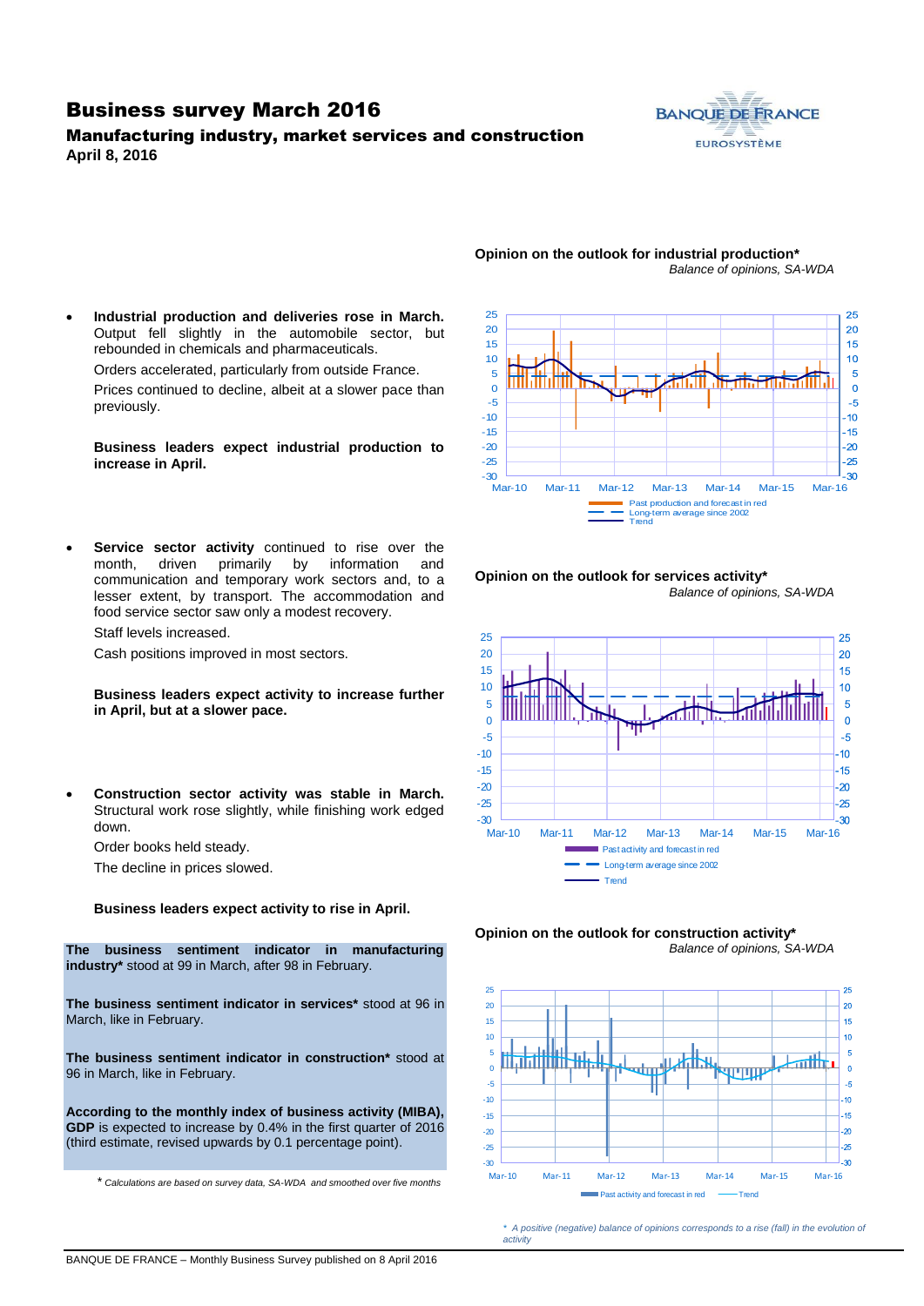# Business survey March 2016

## Manufacturing industry, market services and construction

**April 8, 2016**

- **Industrial production and deliveries rose in March.** Output fell slightly in the automobile sector, but rebounded in chemicals and pharmaceuticals.

  Orders accelerated, particularly from outside France.

  Prices continued to decline, albeit at a slower pace than previously.

  **Business leaders expect industrial production to increase in April.**

**Opinion on the outlook for industrial production***
*Balance of opinions, SA-WDA*

- **Service sector activity** continued to rise over the month, driven primarily by information and communication and temporary work sectors and, to a lesser extent, by transport. The accommodation and food service sector saw only a modest recovery.

  Staff levels increased.

  Cash positions improved in most sectors.

  **Business leaders expect activity to increase further in April, but at a slower pace.**

**Opinion on the outlook for services activity***
*Balance of opinions, SA-WDA*

- **Construction sector activity was stable in March.** Structural work rose slightly, while finishing work edged down.

  Order books held steady.

  The decline in prices slowed.

  **Business leaders expect activity to rise in April.**

**Opinion on the outlook for construction activity***
*Balance of opinions, SA-WDA*

*\* A positive (negative) balance of opinions corresponds to a rise (fall) in the evolution of activity*

**The business sentiment indicator in manufacturing industry*** stood at 99 in March, after 98 in February.

**The business sentiment indicator in services*** stood at 96 in March, like in February.

**The business sentiment indicator in construction*** stood at 96 in March, like in February.

**According to the monthly index of business activity (MIBA), GDP** is expected to increase by 0.4% in the first quarter of 2016 (third estimate, revised upwards by 0.1 percentage point).

*\* Calculations are based on survey data, SA-WDA and smoothed over five months*

BANQUE DE FRANCE – Monthly Business Survey published on 8 April 2016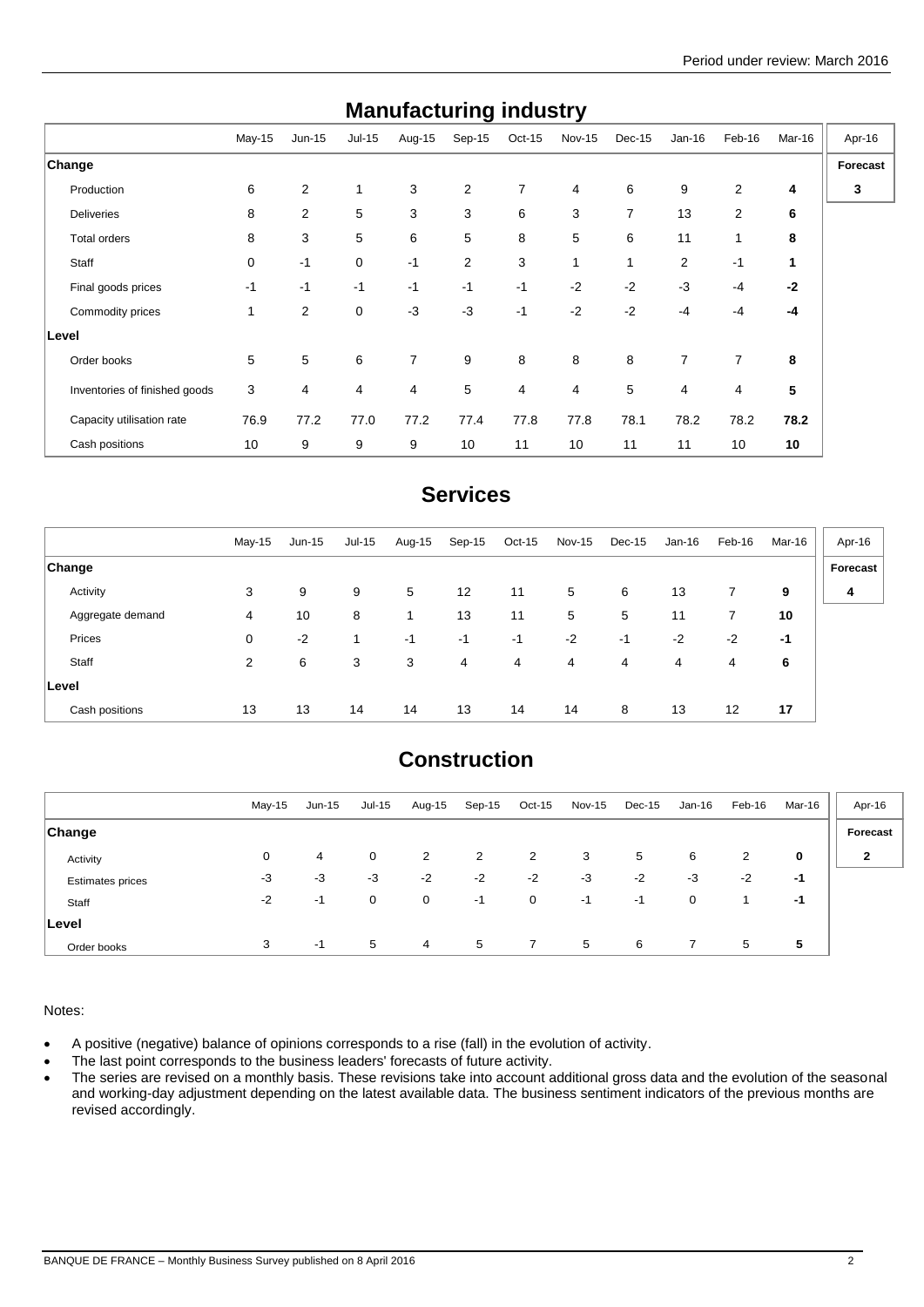Period under review: March 2016

## Manufacturing industry

| | May-15 | Jun-15 | Jul-15 | Aug-15 | Sep-15 | Oct-15 | Nov-15 | Dec-15 | Jan-16 | Feb-16 | Mar-16 | Apr-16 |
|---|---|---|---|---|---|---|---|---|---|---|---|---|
| **Change** | | | | | | | | | | | | **Forecast** |
| Production | 6 | 2 | 1 | 3 | 2 | 7 | 4 | 6 | 9 | 2 | **4** | **3** |
| Deliveries | 8 | 2 | 5 | 3 | 3 | 6 | 3 | 7 | 13 | 2 | **6** | |
| Total orders | 8 | 3 | 5 | 6 | 5 | 8 | 5 | 6 | 11 | 1 | **8** | |
| Staff | 0 | -1 | 0 | -1 | 2 | 3 | 1 | 1 | 2 | -1 | **1** | |
| Final goods prices | -1 | -1 | -1 | -1 | -1 | -1 | -2 | -2 | -3 | -4 | **-2** | |
| Commodity prices | 1 | 2 | 0 | -3 | -3 | -1 | -2 | -2 | -4 | -4 | **-4** | |
| **Level** | | | | | | | | | | | | |
| Order books | 5 | 5 | 6 | 7 | 9 | 8 | 8 | 8 | 7 | 7 | **8** | |
| Inventories of finished goods | 3 | 4 | 4 | 4 | 5 | 4 | 4 | 5 | 4 | 4 | **5** | |
| Capacity utilisation rate | 76.9 | 77.2 | 77.0 | 77.2 | 77.4 | 77.8 | 77.8 | 78.1 | 78.2 | 78.2 | **78.2** | |
| Cash positions | 10 | 9 | 9 | 9 | 10 | 11 | 10 | 11 | 11 | 10 | **10** | |

## Services

| | May-15 | Jun-15 | Jul-15 | Aug-15 | Sep-15 | Oct-15 | Nov-15 | Dec-15 | Jan-16 | Feb-16 | Mar-16 | Apr-16 |
|---|---|---|---|---|---|---|---|---|---|---|---|---|
| **Change** | | | | | | | | | | | | **Forecast** |
| Activity | 3 | 9 | 9 | 5 | 12 | 11 | 5 | 6 | 13 | 7 | **9** | **4** |
| Aggregate demand | 4 | 10 | 8 | 1 | 13 | 11 | 5 | 5 | 11 | 7 | **10** | |
| Prices | 0 | -2 | 1 | -1 | -1 | -1 | -2 | -1 | -2 | -2 | **-1** | |
| Staff | 2 | 6 | 3 | 3 | 4 | 4 | 4 | 4 | 4 | 4 | **6** | |
| **Level** | | | | | | | | | | | | |
| Cash positions | 13 | 13 | 14 | 14 | 13 | 14 | 14 | 8 | 13 | 12 | **17** | |

## Construction

| | May-15 | Jun-15 | Jul-15 | Aug-15 | Sep-15 | Oct-15 | Nov-15 | Dec-15 | Jan-16 | Feb-16 | Mar-16 | Apr-16 |
|---|---|---|---|---|---|---|---|---|---|---|---|---|
| **Change** | | | | | | | | | | | | **Forecast** |
| Activity | 0 | 4 | 0 | 2 | 2 | 2 | 3 | 5 | 6 | 2 | **0** | **2** |
| Estimates prices | -3 | -3 | -3 | -2 | -2 | -2 | -3 | -2 | -3 | -2 | **-1** | |
| Staff | -2 | -1 | 0 | 0 | -1 | 0 | -1 | -1 | 0 | 1 | **-1** | |
| **Level** | | | | | | | | | | | | |
| Order books | 3 | -1 | 5 | 4 | 5 | 7 | 5 | 6 | 7 | 5 | **5** | |

Notes:

- A positive (negative) balance of opinions corresponds to a rise (fall) in the evolution of activity.
- The last point corresponds to the business leaders' forecasts of future activity.
- The series are revised on a monthly basis. These revisions take into account additional gross data and the evolution of the seasonal and working-day adjustment depending on the latest available data. The business sentiment indicators of the previous months are revised accordingly.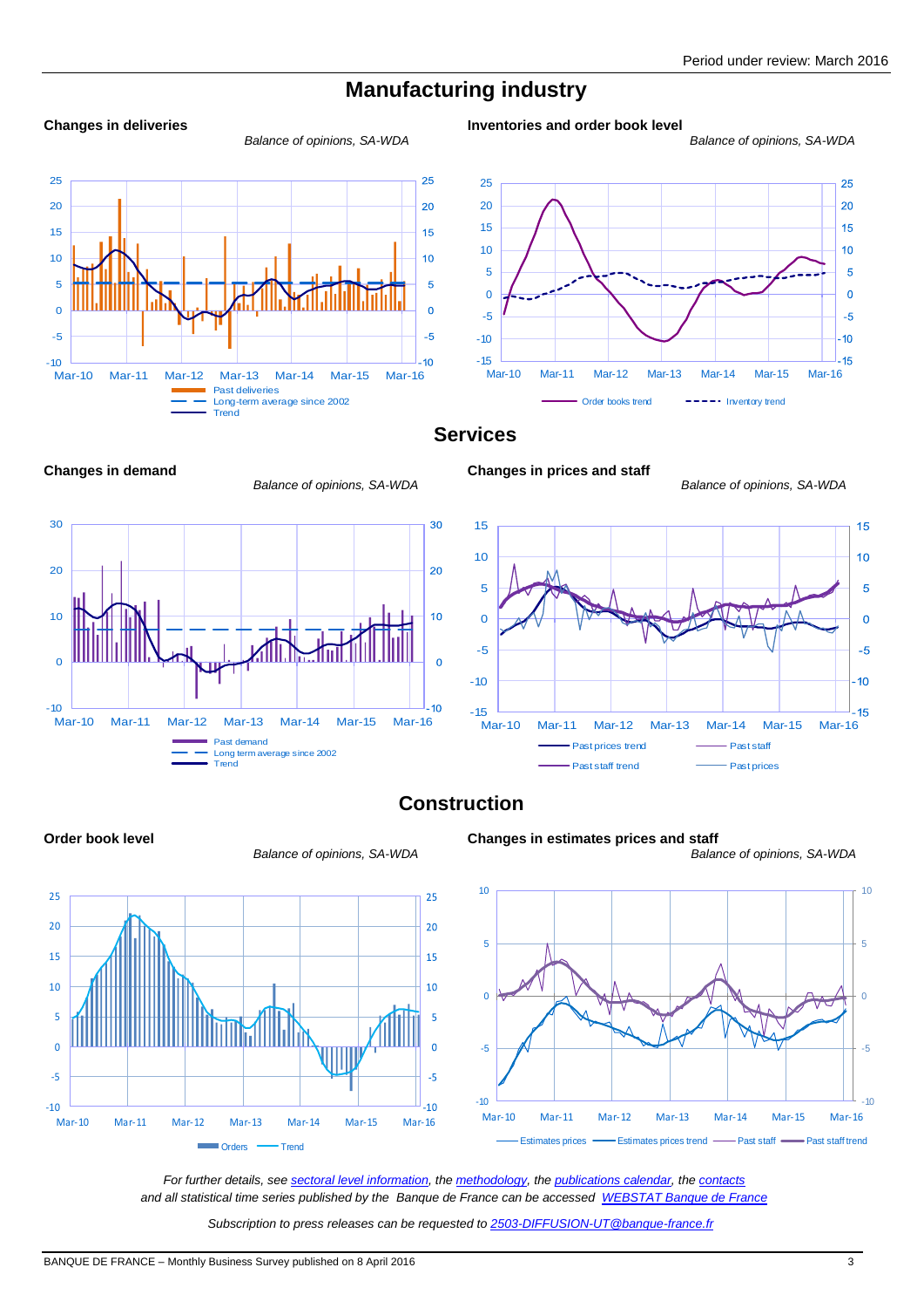Period under review: March 2016

# Manufacturing industry

**Changes in deliveries**

*Balance of opinions, SA-WDA*

25 20 15 10 5 0 -5 -10

Mar-10 Mar-11 Mar-12 Mar-13 Mar-14 Mar-15 Mar-16

Past deliveries
Long-term average since 2002
Trend

**Inventories and order book level**

*Balance of opinions, SA-WDA*

25 20 15 10 5 0 -5 -10 -15

Mar-10 Mar-11 Mar-12 Mar-13 Mar-14 Mar-15 Mar-16

Order books trend
Inventory trend

# Services

**Changes in demand**

*Balance of opinions, SA-WDA*

30 20 10 0 -10

Mar-10 Mar-11 Mar-12 Mar-13 Mar-14 Mar-15 Mar-16

Past demand
Long term average since 2002
Trend

**Changes in prices and staff**

*Balance of opinions, SA-WDA*

15 10 5 0 -5 -10 -15

Mar-10 Mar-11 Mar-12 Mar-13 Mar-14 Mar-15 Mar-16

Past prices trend
Past staff
Past staff trend
Past prices

# Construction

**Order book level**

*Balance of opinions, SA-WDA*

25 20 15 10 5 0 -5 -10

Mar-10 Mar-11 Mar-12 Mar-13 Mar-14 Mar-15 Mar-16

Orders
Trend

**Changes in estimates prices and staff**

*Balance of opinions, SA-WDA*

10 5 0 -5 -10

Mar-10 Mar-11 Mar-12 Mar-13 Mar-14 Mar-15 Mar-16

Estimates prices
Estimates prices trend
Past staff
Past staff trend

*For further details, see sectoral level information, the methodology, the publications calendar, the contacts and all statistical time series published by the Banque de France can be accessed WEBSTAT Banque de France*

*Subscription to press releases can be requested to 2503-DIFFUSION-UT@banque-france.fr*

BANQUE DE FRANCE – Monthly Business Survey published on 8 April 2016